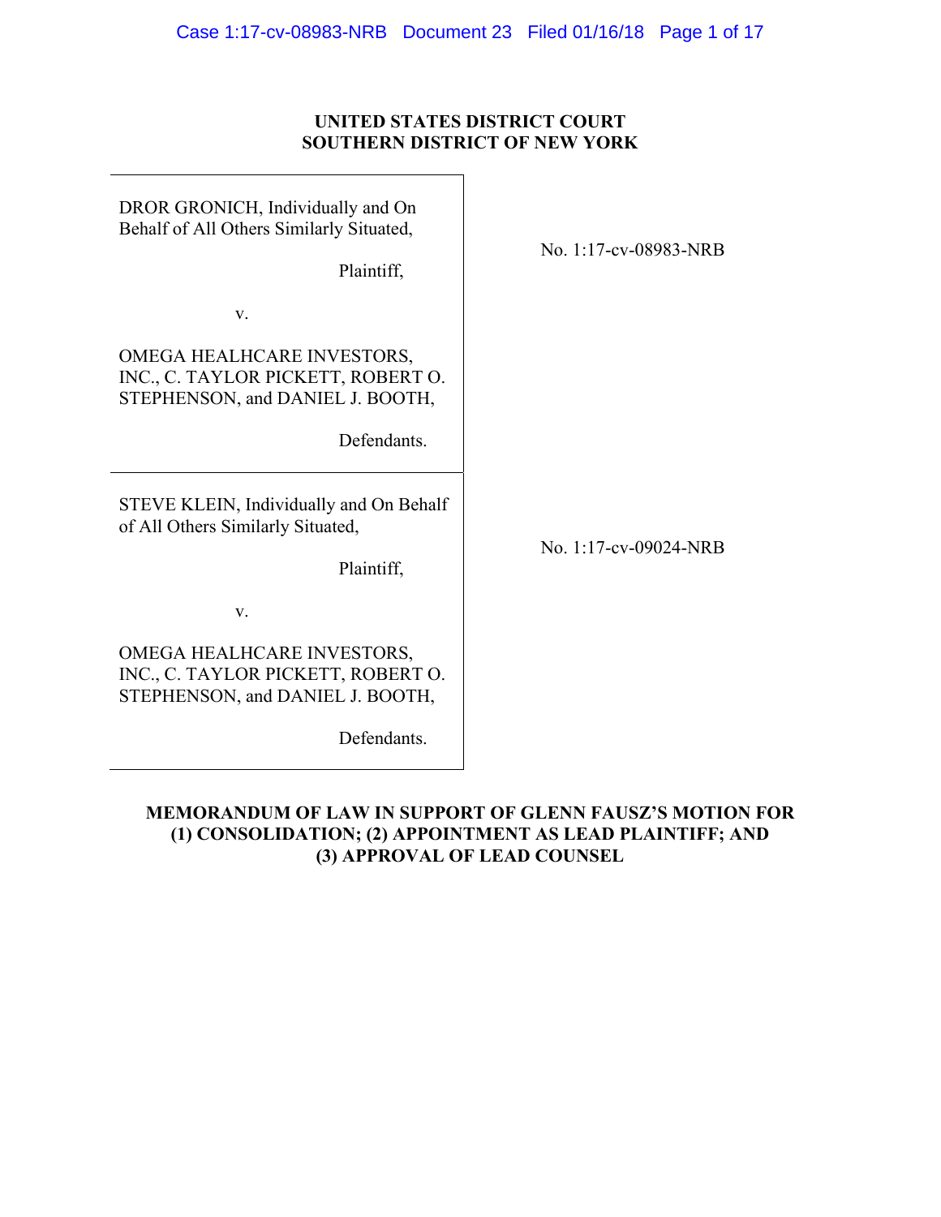**UNITED STATES DISTRICT COURT**
**SOUTHERN DISTRICT OF NEW YORK**

| | |
|---|---|
| DROR GRONICH, Individually and On Behalf of All Others Similarly Situated,<br><br>Plaintiff,<br><br>v.<br><br>OMEGA HEALHCARE INVESTORS, INC., C. TAYLOR PICKETT, ROBERT O. STEPHENSON, and DANIEL J. BOOTH,<br><br>Defendants. | No. 1:17-cv-08983-NRB |
| STEVE KLEIN, Individually and On Behalf of All Others Similarly Situated,<br><br>Plaintiff,<br><br>v.<br><br>OMEGA HEALHCARE INVESTORS, INC., C. TAYLOR PICKETT, ROBERT O. STEPHENSON, and DANIEL J. BOOTH,<br><br>Defendants. | No. 1:17-cv-09024-NRB |

**MEMORANDUM OF LAW IN SUPPORT OF GLENN FAUSZ'S MOTION FOR (1) CONSOLIDATION; (2) APPOINTMENT AS LEAD PLAINTIFF; AND (3) APPROVAL OF LEAD COUNSEL**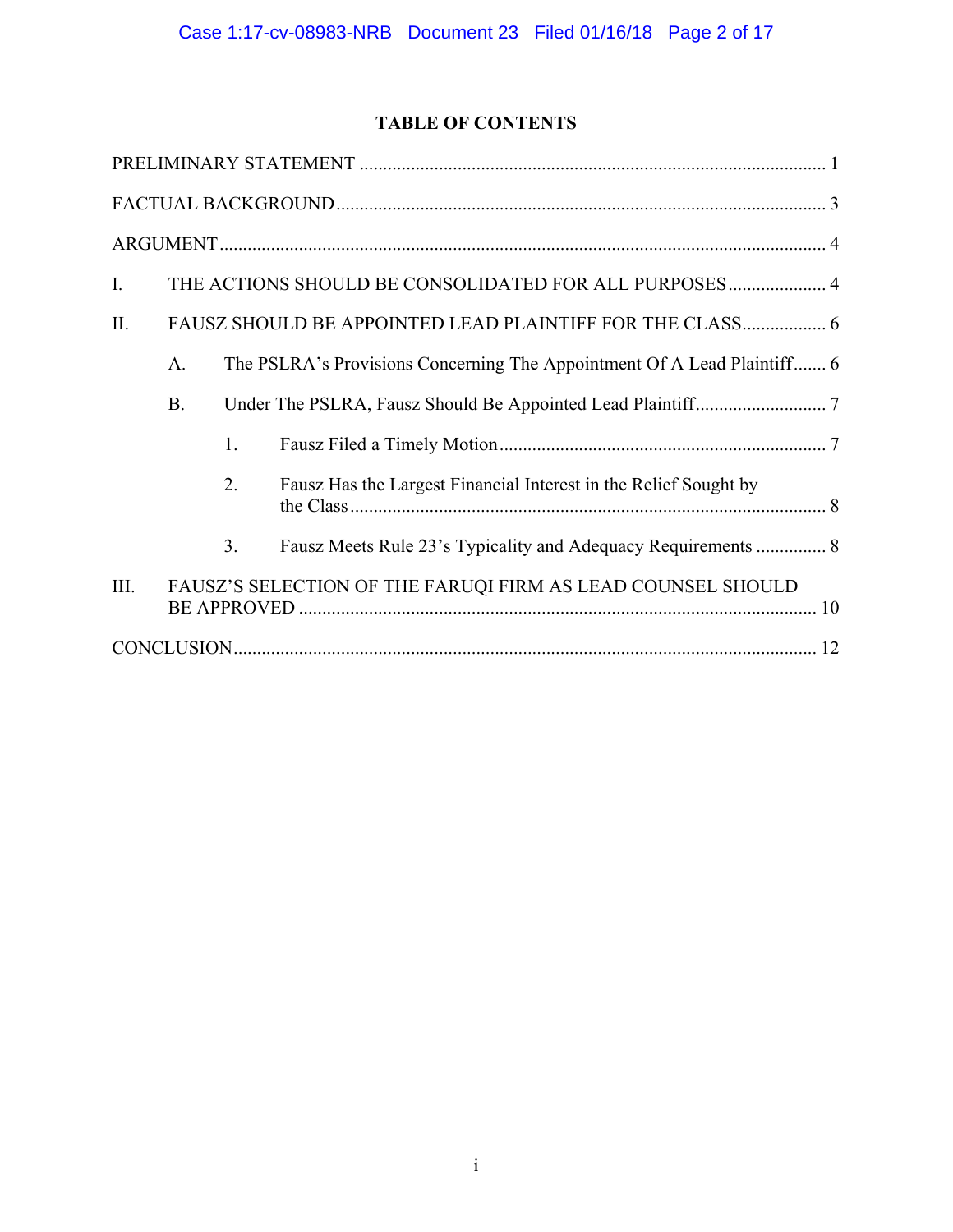## TABLE OF CONTENTS

PRELIMINARY STATEMENT ........................................................................................................ 1

FACTUAL BACKGROUND ........................................................................................................ 3

ARGUMENT ................................................................................................................................. 4

I. THE ACTIONS SHOULD BE CONSOLIDATED FOR ALL PURPOSES ..................... 4

II. FAUSZ SHOULD BE APPOINTED LEAD PLAINTIFF FOR THE CLASS .................. 6

  A. The PSLRA's Provisions Concerning The Appointment Of A Lead Plaintiff ....... 6

  B. Under The PSLRA, Fausz Should Be Appointed Lead Plaintiff ............................ 7

    1. Fausz Filed a Timely Motion ...................................................................... 7

    2. Fausz Has the Largest Financial Interest in the Relief Sought by the Class ...................................................................................................... 8

    3. Fausz Meets Rule 23's Typicality and Adequacy Requirements ............... 8

III. FAUSZ'S SELECTION OF THE FARUQI FIRM AS LEAD COUNSEL SHOULD BE APPROVED ............................................................................................................ 10

CONCLUSION ............................................................................................................................ 12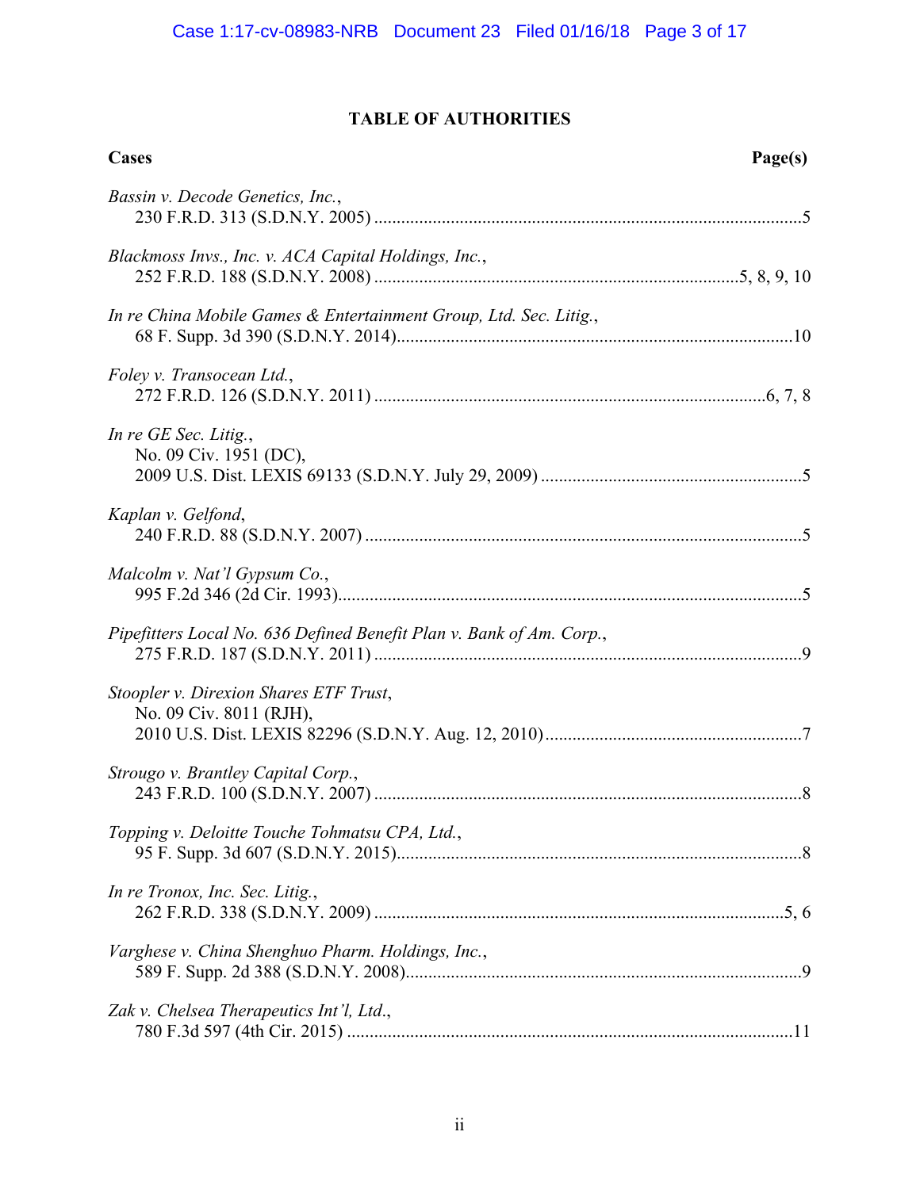# TABLE OF AUTHORITIES

| Cases | Page(s) |
|---|---|
| *Bassin v. Decode Genetics, Inc.*, 230 F.R.D. 313 (S.D.N.Y. 2005) | 5 |
| *Blackmoss Invs., Inc. v. ACA Capital Holdings, Inc.*, 252 F.R.D. 188 (S.D.N.Y. 2008) | 5, 8, 9, 10 |
| *In re China Mobile Games & Entertainment Group, Ltd. Sec. Litig.*, 68 F. Supp. 3d 390 (S.D.N.Y. 2014) | 10 |
| *Foley v. Transocean Ltd.*, 272 F.R.D. 126 (S.D.N.Y. 2011) | 6, 7, 8 |
| *In re GE Sec. Litig.*, No. 09 Civ. 1951 (DC), 2009 U.S. Dist. LEXIS 69133 (S.D.N.Y. July 29, 2009) | 5 |
| *Kaplan v. Gelfond*, 240 F.R.D. 88 (S.D.N.Y. 2007) | 5 |
| *Malcolm v. Nat'l Gypsum Co.*, 995 F.2d 346 (2d Cir. 1993) | 5 |
| *Pipefitters Local No. 636 Defined Benefit Plan v. Bank of Am. Corp.*, 275 F.R.D. 187 (S.D.N.Y. 2011) | 9 |
| *Stoopler v. Direxion Shares ETF Trust*, No. 09 Civ. 8011 (RJH), 2010 U.S. Dist. LEXIS 82296 (S.D.N.Y. Aug. 12, 2010) | 7 |
| *Strougo v. Brantley Capital Corp.*, 243 F.R.D. 100 (S.D.N.Y. 2007) | 8 |
| *Topping v. Deloitte Touche Tohmatsu CPA, Ltd.*, 95 F. Supp. 3d 607 (S.D.N.Y. 2015) | 8 |
| *In re Tronox, Inc. Sec. Litig.*, 262 F.R.D. 338 (S.D.N.Y. 2009) | 5, 6 |
| *Varghese v. China Shenghuo Pharm. Holdings, Inc.*, 589 F. Supp. 2d 388 (S.D.N.Y. 2008) | 9 |
| *Zak v. Chelsea Therapeutics Int'l, Ltd.*, 780 F.3d 597 (4th Cir. 2015) | 11 |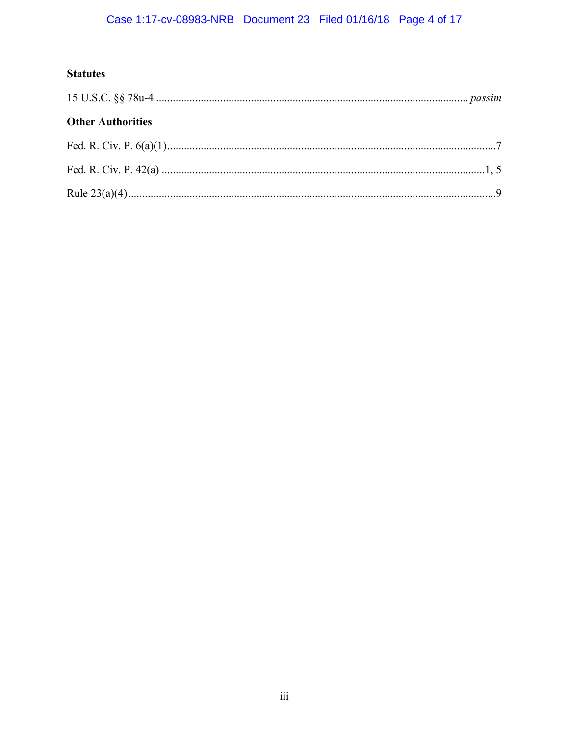**Statutes**

15 U.S.C. §§ 78u-4 ............................................................................................................ *passim*

**Other Authorities**

Fed. R. Civ. P. 6(a)(1)......................................................................................................................7

Fed. R. Civ. P. 42(a) ....................................................................................................................1, 5

Rule 23(a)(4)....................................................................................................................................9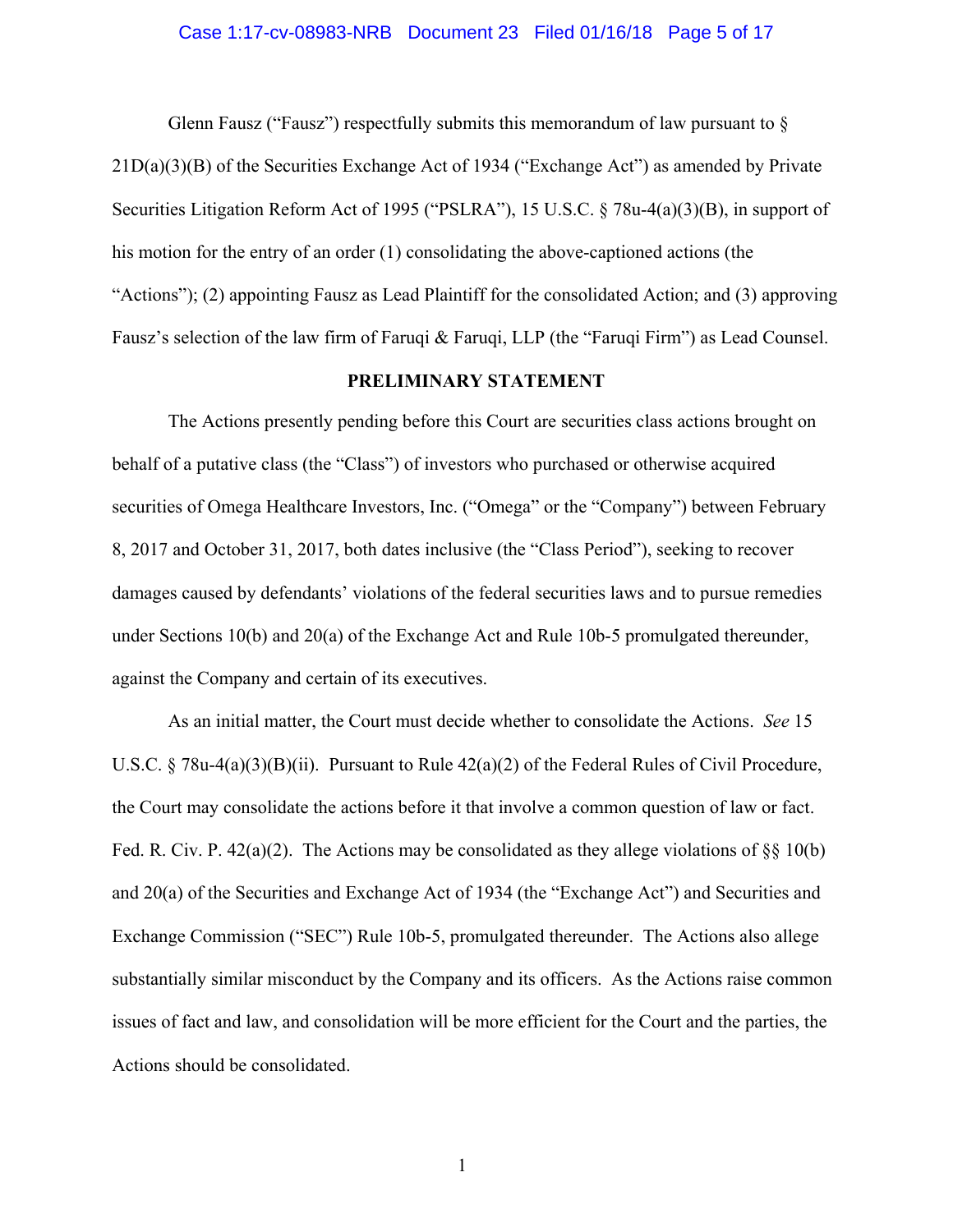Glenn Fausz ("Fausz") respectfully submits this memorandum of law pursuant to § 21D(a)(3)(B) of the Securities Exchange Act of 1934 ("Exchange Act") as amended by Private Securities Litigation Reform Act of 1995 ("PSLRA"), 15 U.S.C. § 78u-4(a)(3)(B), in support of his motion for the entry of an order (1) consolidating the above-captioned actions (the "Actions"); (2) appointing Fausz as Lead Plaintiff for the consolidated Action; and (3) approving Fausz's selection of the law firm of Faruqi & Faruqi, LLP (the "Faruqi Firm") as Lead Counsel.

## PRELIMINARY STATEMENT

The Actions presently pending before this Court are securities class actions brought on behalf of a putative class (the "Class") of investors who purchased or otherwise acquired securities of Omega Healthcare Investors, Inc. ("Omega" or the "Company") between February 8, 2017 and October 31, 2017, both dates inclusive (the "Class Period"), seeking to recover damages caused by defendants' violations of the federal securities laws and to pursue remedies under Sections 10(b) and 20(a) of the Exchange Act and Rule 10b-5 promulgated thereunder, against the Company and certain of its executives.

As an initial matter, the Court must decide whether to consolidate the Actions. *See* 15 U.S.C. § 78u-4(a)(3)(B)(ii). Pursuant to Rule 42(a)(2) of the Federal Rules of Civil Procedure, the Court may consolidate the actions before it that involve a common question of law or fact. Fed. R. Civ. P. 42(a)(2). The Actions may be consolidated as they allege violations of §§ 10(b) and 20(a) of the Securities and Exchange Act of 1934 (the "Exchange Act") and Securities and Exchange Commission ("SEC") Rule 10b-5, promulgated thereunder. The Actions also allege substantially similar misconduct by the Company and its officers. As the Actions raise common issues of fact and law, and consolidation will be more efficient for the Court and the parties, the Actions should be consolidated.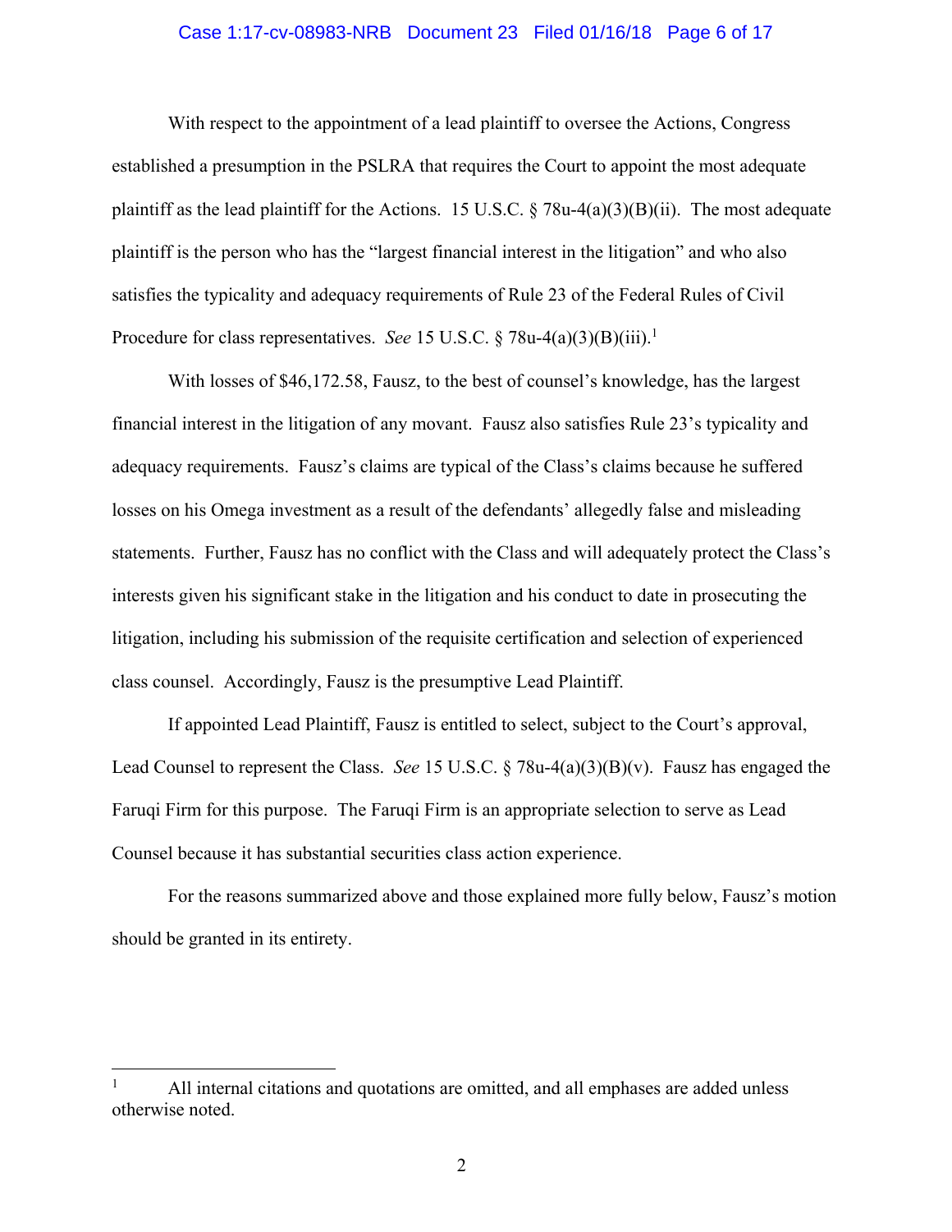With respect to the appointment of a lead plaintiff to oversee the Actions, Congress established a presumption in the PSLRA that requires the Court to appoint the most adequate plaintiff as the lead plaintiff for the Actions. 15 U.S.C. § 78u-4(a)(3)(B)(ii). The most adequate plaintiff is the person who has the "largest financial interest in the litigation" and who also satisfies the typicality and adequacy requirements of Rule 23 of the Federal Rules of Civil Procedure for class representatives. *See* 15 U.S.C. § 78u-4(a)(3)(B)(iii).[1]

With losses of $46,172.58, Fausz, to the best of counsel's knowledge, has the largest financial interest in the litigation of any movant. Fausz also satisfies Rule 23's typicality and adequacy requirements. Fausz's claims are typical of the Class's claims because he suffered losses on his Omega investment as a result of the defendants' allegedly false and misleading statements. Further, Fausz has no conflict with the Class and will adequately protect the Class's interests given his significant stake in the litigation and his conduct to date in prosecuting the litigation, including his submission of the requisite certification and selection of experienced class counsel. Accordingly, Fausz is the presumptive Lead Plaintiff.

If appointed Lead Plaintiff, Fausz is entitled to select, subject to the Court's approval, Lead Counsel to represent the Class. *See* 15 U.S.C. § 78u-4(a)(3)(B)(v). Fausz has engaged the Faruqi Firm for this purpose. The Faruqi Firm is an appropriate selection to serve as Lead Counsel because it has substantial securities class action experience.

For the reasons summarized above and those explained more fully below, Fausz's motion should be granted in its entirety.

---

[1] All internal citations and quotations are omitted, and all emphases are added unless otherwise noted.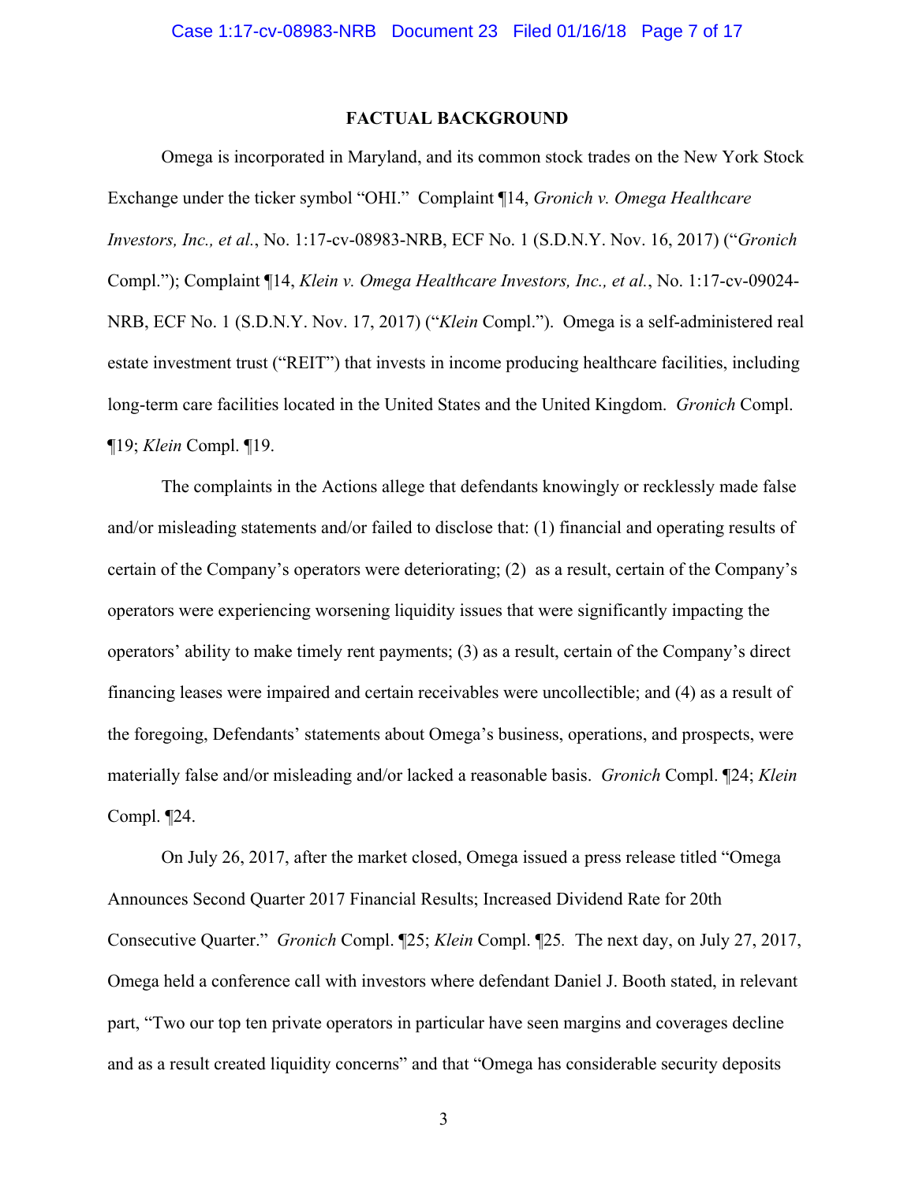## FACTUAL BACKGROUND

Omega is incorporated in Maryland, and its common stock trades on the New York Stock Exchange under the ticker symbol "OHI." Complaint ¶14, *Gronich v. Omega Healthcare Investors, Inc., et al.*, No. 1:17-cv-08983-NRB, ECF No. 1 (S.D.N.Y. Nov. 16, 2017) ("*Gronich* Compl."); Complaint ¶14, *Klein v. Omega Healthcare Investors, Inc., et al.*, No. 1:17-cv-09024-NRB, ECF No. 1 (S.D.N.Y. Nov. 17, 2017) ("*Klein* Compl."). Omega is a self-administered real estate investment trust ("REIT") that invests in income producing healthcare facilities, including long-term care facilities located in the United States and the United Kingdom. *Gronich* Compl. ¶19; *Klein* Compl. ¶19.

The complaints in the Actions allege that defendants knowingly or recklessly made false and/or misleading statements and/or failed to disclose that: (1) financial and operating results of certain of the Company's operators were deteriorating; (2) as a result, certain of the Company's operators were experiencing worsening liquidity issues that were significantly impacting the operators' ability to make timely rent payments; (3) as a result, certain of the Company's direct financing leases were impaired and certain receivables were uncollectible; and (4) as a result of the foregoing, Defendants' statements about Omega's business, operations, and prospects, were materially false and/or misleading and/or lacked a reasonable basis. *Gronich* Compl. ¶24; *Klein* Compl. ¶24.

On July 26, 2017, after the market closed, Omega issued a press release titled "Omega Announces Second Quarter 2017 Financial Results; Increased Dividend Rate for 20th Consecutive Quarter." *Gronich* Compl. ¶25; *Klein* Compl. ¶25. The next day, on July 27, 2017, Omega held a conference call with investors where defendant Daniel J. Booth stated, in relevant part, "Two our top ten private operators in particular have seen margins and coverages decline and as a result created liquidity concerns" and that "Omega has considerable security deposits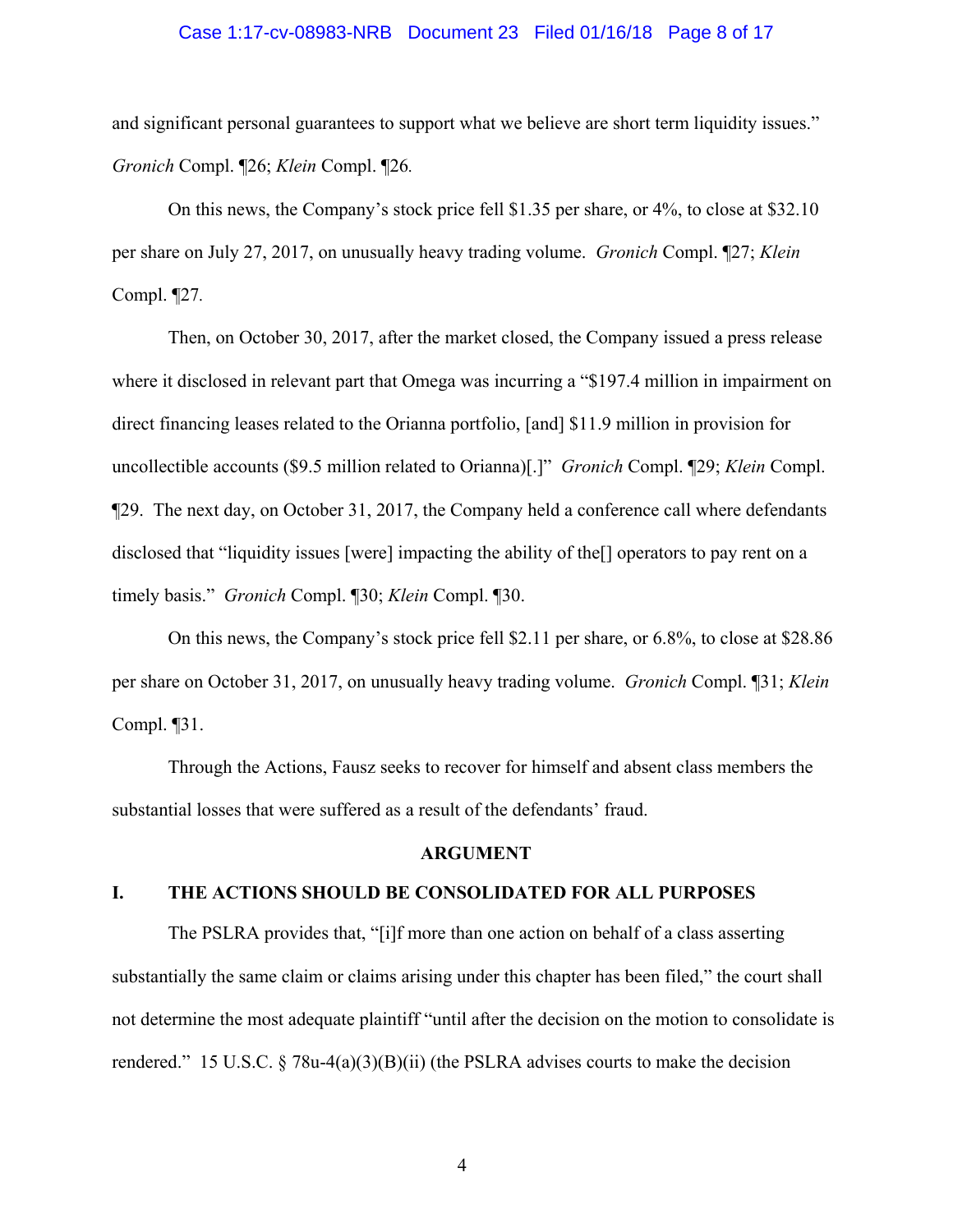and significant personal guarantees to support what we believe are short term liquidity issues." *Gronich* Compl. ¶26; *Klein* Compl. ¶26.

On this news, the Company's stock price fell $1.35 per share, or 4%, to close at $32.10 per share on July 27, 2017, on unusually heavy trading volume. *Gronich* Compl. ¶27; *Klein* Compl. ¶27.

Then, on October 30, 2017, after the market closed, the Company issued a press release where it disclosed in relevant part that Omega was incurring a "$197.4 million in impairment on direct financing leases related to the Orianna portfolio, [and] $11.9 million in provision for uncollectible accounts ($9.5 million related to Orianna)[.]" *Gronich* Compl. ¶29; *Klein* Compl. ¶29. The next day, on October 31, 2017, the Company held a conference call where defendants disclosed that "liquidity issues [were] impacting the ability of the[] operators to pay rent on a timely basis." *Gronich* Compl. ¶30; *Klein* Compl. ¶30.

On this news, the Company's stock price fell $2.11 per share, or 6.8%, to close at $28.86 per share on October 31, 2017, on unusually heavy trading volume. *Gronich* Compl. ¶31; *Klein* Compl. ¶31.

Through the Actions, Fausz seeks to recover for himself and absent class members the substantial losses that were suffered as a result of the defendants' fraud.

## ARGUMENT

### I. THE ACTIONS SHOULD BE CONSOLIDATED FOR ALL PURPOSES

The PSLRA provides that, "[i]f more than one action on behalf of a class asserting substantially the same claim or claims arising under this chapter has been filed," the court shall not determine the most adequate plaintiff "until after the decision on the motion to consolidate is rendered." 15 U.S.C. § 78u-4(a)(3)(B)(ii) (the PSLRA advises courts to make the decision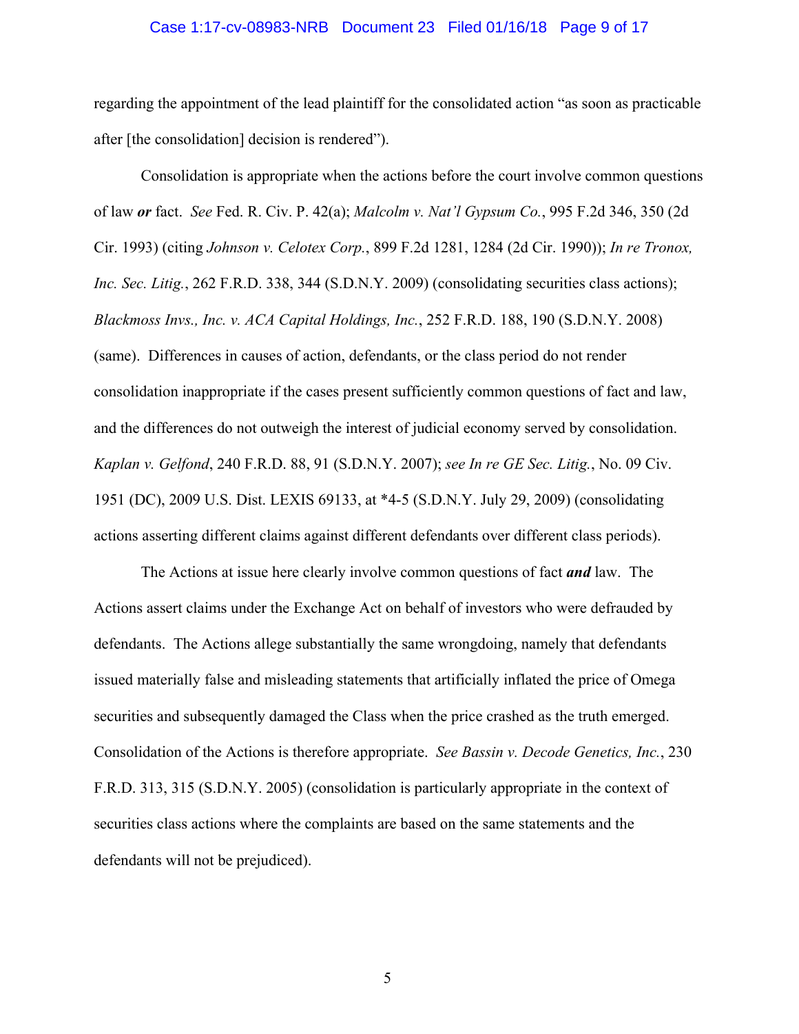regarding the appointment of the lead plaintiff for the consolidated action "as soon as practicable after [the consolidation] decision is rendered").

Consolidation is appropriate when the actions before the court involve common questions of law ***or*** fact. *See* Fed. R. Civ. P. 42(a); *Malcolm v. Nat'l Gypsum Co.*, 995 F.2d 346, 350 (2d Cir. 1993) (citing *Johnson v. Celotex Corp.*, 899 F.2d 1281, 1284 (2d Cir. 1990)); *In re Tronox, Inc. Sec. Litig.*, 262 F.R.D. 338, 344 (S.D.N.Y. 2009) (consolidating securities class actions); *Blackmoss Invs., Inc. v. ACA Capital Holdings, Inc.*, 252 F.R.D. 188, 190 (S.D.N.Y. 2008) (same). Differences in causes of action, defendants, or the class period do not render consolidation inappropriate if the cases present sufficiently common questions of fact and law, and the differences do not outweigh the interest of judicial economy served by consolidation. *Kaplan v. Gelfond*, 240 F.R.D. 88, 91 (S.D.N.Y. 2007); *see In re GE Sec. Litig.*, No. 09 Civ. 1951 (DC), 2009 U.S. Dist. LEXIS 69133, at *4-5 (S.D.N.Y. July 29, 2009) (consolidating actions asserting different claims against different defendants over different class periods).

The Actions at issue here clearly involve common questions of fact ***and*** law. The Actions assert claims under the Exchange Act on behalf of investors who were defrauded by defendants. The Actions allege substantially the same wrongdoing, namely that defendants issued materially false and misleading statements that artificially inflated the price of Omega securities and subsequently damaged the Class when the price crashed as the truth emerged. Consolidation of the Actions is therefore appropriate. *See Bassin v. Decode Genetics, Inc.*, 230 F.R.D. 313, 315 (S.D.N.Y. 2005) (consolidation is particularly appropriate in the context of securities class actions where the complaints are based on the same statements and the defendants will not be prejudiced).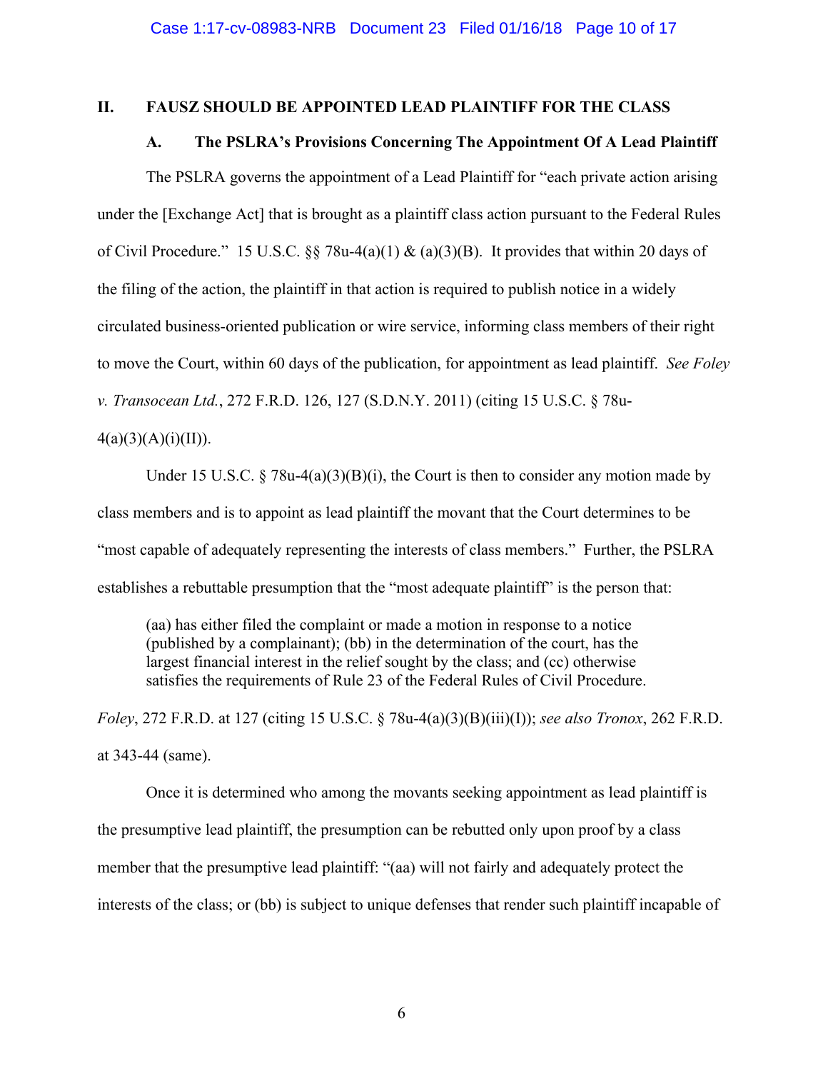## II. FAUSZ SHOULD BE APPOINTED LEAD PLAINTIFF FOR THE CLASS

### A. The PSLRA's Provisions Concerning The Appointment Of A Lead Plaintiff

The PSLRA governs the appointment of a Lead Plaintiff for "each private action arising under the [Exchange Act] that is brought as a plaintiff class action pursuant to the Federal Rules of Civil Procedure." 15 U.S.C. §§ 78u-4(a)(1) & (a)(3)(B). It provides that within 20 days of the filing of the action, the plaintiff in that action is required to publish notice in a widely circulated business-oriented publication or wire service, informing class members of their right to move the Court, within 60 days of the publication, for appointment as lead plaintiff. *See Foley v. Transocean Ltd.*, 272 F.R.D. 126, 127 (S.D.N.Y. 2011) (citing 15 U.S.C. § 78u-4(a)(3)(A)(i)(II)).

Under 15 U.S.C. § 78u-4(a)(3)(B)(i), the Court is then to consider any motion made by class members and is to appoint as lead plaintiff the movant that the Court determines to be "most capable of adequately representing the interests of class members." Further, the PSLRA establishes a rebuttable presumption that the "most adequate plaintiff" is the person that:

> (aa) has either filed the complaint or made a motion in response to a notice (published by a complainant); (bb) in the determination of the court, has the largest financial interest in the relief sought by the class; and (cc) otherwise satisfies the requirements of Rule 23 of the Federal Rules of Civil Procedure.

*Foley*, 272 F.R.D. at 127 (citing 15 U.S.C. § 78u-4(a)(3)(B)(iii)(I)); *see also Tronox*, 262 F.R.D. at 343-44 (same).

Once it is determined who among the movants seeking appointment as lead plaintiff is the presumptive lead plaintiff, the presumption can be rebutted only upon proof by a class member that the presumptive lead plaintiff: "(aa) will not fairly and adequately protect the interests of the class; or (bb) is subject to unique defenses that render such plaintiff incapable of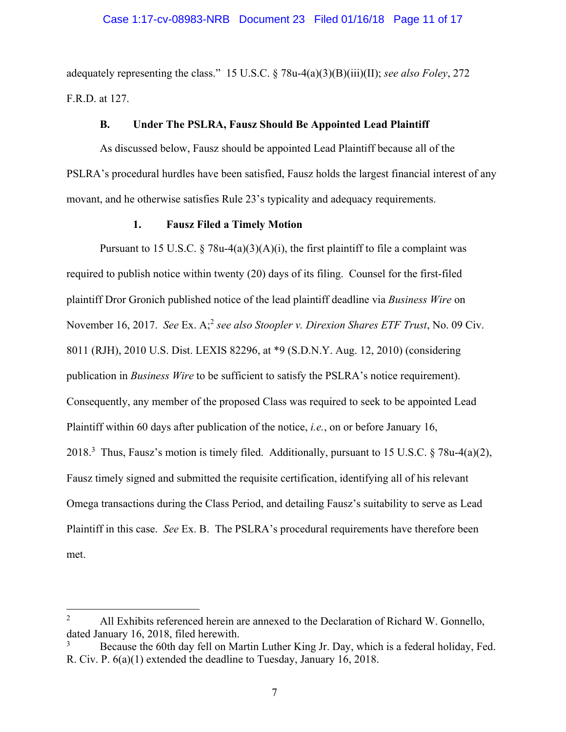adequately representing the class." 15 U.S.C. § 78u-4(a)(3)(B)(iii)(II); *see also Foley*, 272 F.R.D. at 127.

### B. Under The PSLRA, Fausz Should Be Appointed Lead Plaintiff

As discussed below, Fausz should be appointed Lead Plaintiff because all of the PSLRA's procedural hurdles have been satisfied, Fausz holds the largest financial interest of any movant, and he otherwise satisfies Rule 23's typicality and adequacy requirements.

#### 1. Fausz Filed a Timely Motion

Pursuant to 15 U.S.C. § 78u-4(a)(3)(A)(i), the first plaintiff to file a complaint was required to publish notice within twenty (20) days of its filing. Counsel for the first-filed plaintiff Dror Gronich published notice of the lead plaintiff deadline via *Business Wire* on November 16, 2017. *See* Ex. A;[2] *see also Stoopler v. Direxion Shares ETF Trust*, No. 09 Civ. 8011 (RJH), 2010 U.S. Dist. LEXIS 82296, at \*9 (S.D.N.Y. Aug. 12, 2010) (considering publication in *Business Wire* to be sufficient to satisfy the PSLRA's notice requirement). Consequently, any member of the proposed Class was required to seek to be appointed Lead Plaintiff within 60 days after publication of the notice, *i.e.*, on or before January 16, 2018.[3] Thus, Fausz's motion is timely filed. Additionally, pursuant to 15 U.S.C. § 78u-4(a)(2), Fausz timely signed and submitted the requisite certification, identifying all of his relevant Omega transactions during the Class Period, and detailing Fausz's suitability to serve as Lead Plaintiff in this case. *See* Ex. B. The PSLRA's procedural requirements have therefore been met.

---

[2] All Exhibits referenced herein are annexed to the Declaration of Richard W. Gonnello, dated January 16, 2018, filed herewith.

[3] Because the 60th day fell on Martin Luther King Jr. Day, which is a federal holiday, Fed. R. Civ. P. 6(a)(1) extended the deadline to Tuesday, January 16, 2018.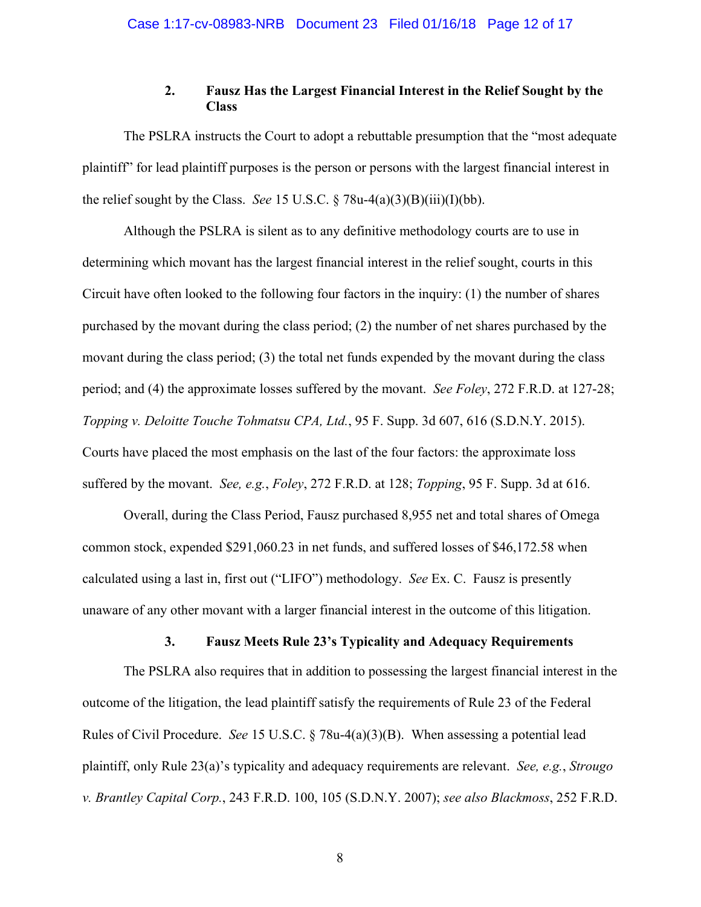### 2. Fausz Has the Largest Financial Interest in the Relief Sought by the Class

The PSLRA instructs the Court to adopt a rebuttable presumption that the "most adequate plaintiff" for lead plaintiff purposes is the person or persons with the largest financial interest in the relief sought by the Class. *See* 15 U.S.C. § 78u-4(a)(3)(B)(iii)(I)(bb).

Although the PSLRA is silent as to any definitive methodology courts are to use in determining which movant has the largest financial interest in the relief sought, courts in this Circuit have often looked to the following four factors in the inquiry: (1) the number of shares purchased by the movant during the class period; (2) the number of net shares purchased by the movant during the class period; (3) the total net funds expended by the movant during the class period; and (4) the approximate losses suffered by the movant. *See Foley*, 272 F.R.D. at 127-28; *Topping v. Deloitte Touche Tohmatsu CPA, Ltd.*, 95 F. Supp. 3d 607, 616 (S.D.N.Y. 2015). Courts have placed the most emphasis on the last of the four factors: the approximate loss suffered by the movant. *See, e.g.*, *Foley*, 272 F.R.D. at 128; *Topping*, 95 F. Supp. 3d at 616.

Overall, during the Class Period, Fausz purchased 8,955 net and total shares of Omega common stock, expended $291,060.23 in net funds, and suffered losses of $46,172.58 when calculated using a last in, first out ("LIFO") methodology. *See* Ex. C. Fausz is presently unaware of any other movant with a larger financial interest in the outcome of this litigation.

### 3. Fausz Meets Rule 23's Typicality and Adequacy Requirements

The PSLRA also requires that in addition to possessing the largest financial interest in the outcome of the litigation, the lead plaintiff satisfy the requirements of Rule 23 of the Federal Rules of Civil Procedure. *See* 15 U.S.C. § 78u-4(a)(3)(B). When assessing a potential lead plaintiff, only Rule 23(a)'s typicality and adequacy requirements are relevant. *See, e.g.*, *Strougo v. Brantley Capital Corp.*, 243 F.R.D. 100, 105 (S.D.N.Y. 2007); *see also Blackmoss*, 252 F.R.D.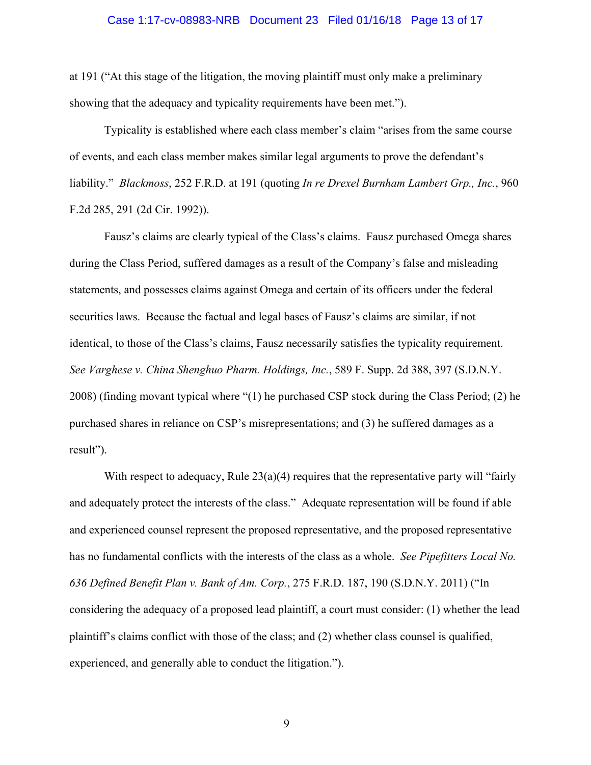at 191 ("At this stage of the litigation, the moving plaintiff must only make a preliminary showing that the adequacy and typicality requirements have been met.").

Typicality is established where each class member's claim "arises from the same course of events, and each class member makes similar legal arguments to prove the defendant's liability." *Blackmoss*, 252 F.R.D. at 191 (quoting *In re Drexel Burnham Lambert Grp., Inc.*, 960 F.2d 285, 291 (2d Cir. 1992)).

Fausz's claims are clearly typical of the Class's claims. Fausz purchased Omega shares during the Class Period, suffered damages as a result of the Company's false and misleading statements, and possesses claims against Omega and certain of its officers under the federal securities laws. Because the factual and legal bases of Fausz's claims are similar, if not identical, to those of the Class's claims, Fausz necessarily satisfies the typicality requirement. *See Varghese v. China Shenghuo Pharm. Holdings, Inc.*, 589 F. Supp. 2d 388, 397 (S.D.N.Y. 2008) (finding movant typical where "(1) he purchased CSP stock during the Class Period; (2) he purchased shares in reliance on CSP's misrepresentations; and (3) he suffered damages as a result").

With respect to adequacy, Rule 23(a)(4) requires that the representative party will "fairly and adequately protect the interests of the class." Adequate representation will be found if able and experienced counsel represent the proposed representative, and the proposed representative has no fundamental conflicts with the interests of the class as a whole. *See Pipefitters Local No. 636 Defined Benefit Plan v. Bank of Am. Corp.*, 275 F.R.D. 187, 190 (S.D.N.Y. 2011) ("In considering the adequacy of a proposed lead plaintiff, a court must consider: (1) whether the lead plaintiff's claims conflict with those of the class; and (2) whether class counsel is qualified, experienced, and generally able to conduct the litigation.").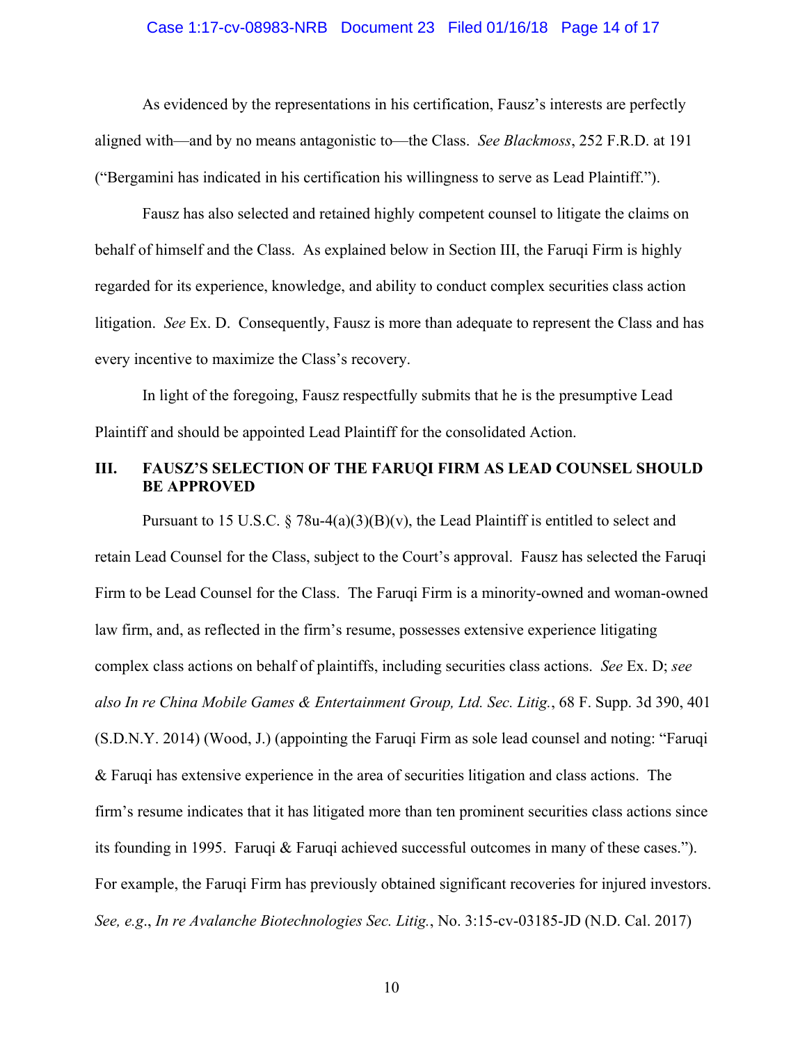As evidenced by the representations in his certification, Fausz's interests are perfectly aligned with—and by no means antagonistic to—the Class. *See Blackmoss*, 252 F.R.D. at 191 ("Bergamini has indicated in his certification his willingness to serve as Lead Plaintiff.").

Fausz has also selected and retained highly competent counsel to litigate the claims on behalf of himself and the Class. As explained below in Section III, the Faruqi Firm is highly regarded for its experience, knowledge, and ability to conduct complex securities class action litigation. *See* Ex. D. Consequently, Fausz is more than adequate to represent the Class and has every incentive to maximize the Class's recovery.

In light of the foregoing, Fausz respectfully submits that he is the presumptive Lead Plaintiff and should be appointed Lead Plaintiff for the consolidated Action.

## III. FAUSZ'S SELECTION OF THE FARUQI FIRM AS LEAD COUNSEL SHOULD BE APPROVED

Pursuant to 15 U.S.C. § 78u-4(a)(3)(B)(v), the Lead Plaintiff is entitled to select and retain Lead Counsel for the Class, subject to the Court's approval. Fausz has selected the Faruqi Firm to be Lead Counsel for the Class. The Faruqi Firm is a minority-owned and woman-owned law firm, and, as reflected in the firm's resume, possesses extensive experience litigating complex class actions on behalf of plaintiffs, including securities class actions. *See* Ex. D; *see also In re China Mobile Games & Entertainment Group, Ltd. Sec. Litig.*, 68 F. Supp. 3d 390, 401 (S.D.N.Y. 2014) (Wood, J.) (appointing the Faruqi Firm as sole lead counsel and noting: "Faruqi & Faruqi has extensive experience in the area of securities litigation and class actions. The firm's resume indicates that it has litigated more than ten prominent securities class actions since its founding in 1995. Faruqi & Faruqi achieved successful outcomes in many of these cases."). For example, the Faruqi Firm has previously obtained significant recoveries for injured investors. *See, e.g.*, *In re Avalanche Biotechnologies Sec. Litig.*, No. 3:15-cv-03185-JD (N.D. Cal. 2017)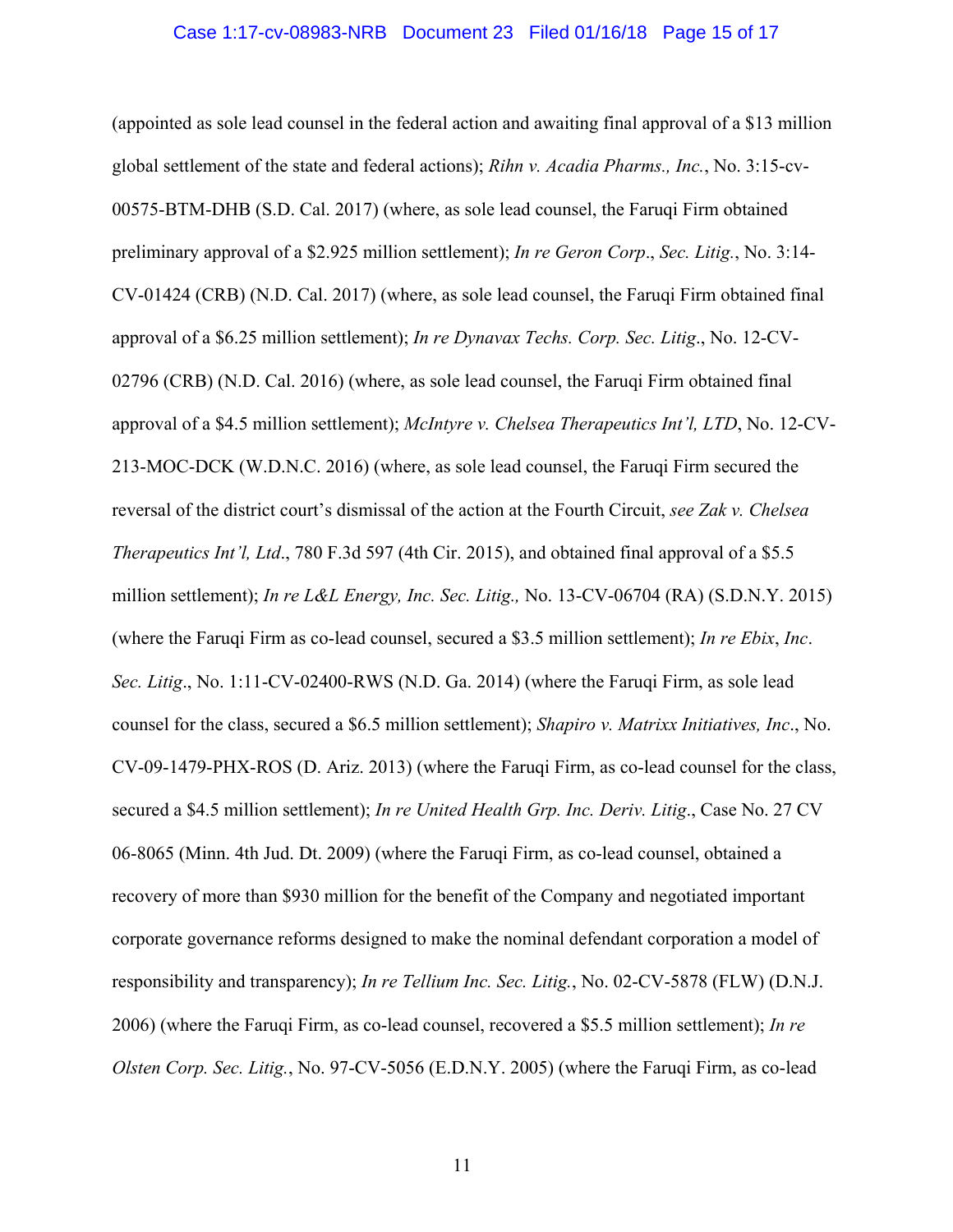(appointed as sole lead counsel in the federal action and awaiting final approval of a $13 million global settlement of the state and federal actions); *Rihn v. Acadia Pharms., Inc.*, No. 3:15-cv-00575-BTM-DHB (S.D. Cal. 2017) (where, as sole lead counsel, the Faruqi Firm obtained preliminary approval of a $2.925 million settlement); *In re Geron Corp*., *Sec. Litig.*, No. 3:14-CV-01424 (CRB) (N.D. Cal. 2017) (where, as sole lead counsel, the Faruqi Firm obtained final approval of a $6.25 million settlement); *In re Dynavax Techs. Corp. Sec. Litig*., No. 12-CV-02796 (CRB) (N.D. Cal. 2016) (where, as sole lead counsel, the Faruqi Firm obtained final approval of a $4.5 million settlement); *McIntyre v. Chelsea Therapeutics Int'l, LTD*, No. 12-CV-213-MOC-DCK (W.D.N.C. 2016) (where, as sole lead counsel, the Faruqi Firm secured the reversal of the district court's dismissal of the action at the Fourth Circuit, *see Zak v. Chelsea Therapeutics Int'l, Ltd*., 780 F.3d 597 (4th Cir. 2015), and obtained final approval of a $5.5 million settlement); *In re L&L Energy, Inc. Sec. Litig.,* No. 13-CV-06704 (RA) (S.D.N.Y. 2015) (where the Faruqi Firm as co-lead counsel, secured a $3.5 million settlement); *In re Ebix*, *Inc*. *Sec. Litig*., No. 1:11-CV-02400-RWS (N.D. Ga. 2014) (where the Faruqi Firm, as sole lead counsel for the class, secured a $6.5 million settlement); *Shapiro v. Matrixx Initiatives, Inc*., No. CV-09-1479-PHX-ROS (D. Ariz. 2013) (where the Faruqi Firm, as co-lead counsel for the class, secured a $4.5 million settlement); *In re United Health Grp. Inc. Deriv. Litig*., Case No. 27 CV 06-8065 (Minn. 4th Jud. Dt. 2009) (where the Faruqi Firm, as co-lead counsel, obtained a recovery of more than $930 million for the benefit of the Company and negotiated important corporate governance reforms designed to make the nominal defendant corporation a model of responsibility and transparency); *In re Tellium Inc. Sec. Litig.*, No. 02-CV-5878 (FLW) (D.N.J. 2006) (where the Faruqi Firm, as co-lead counsel, recovered a $5.5 million settlement); *In re Olsten Corp. Sec. Litig.*, No. 97-CV-5056 (E.D.N.Y. 2005) (where the Faruqi Firm, as co-lead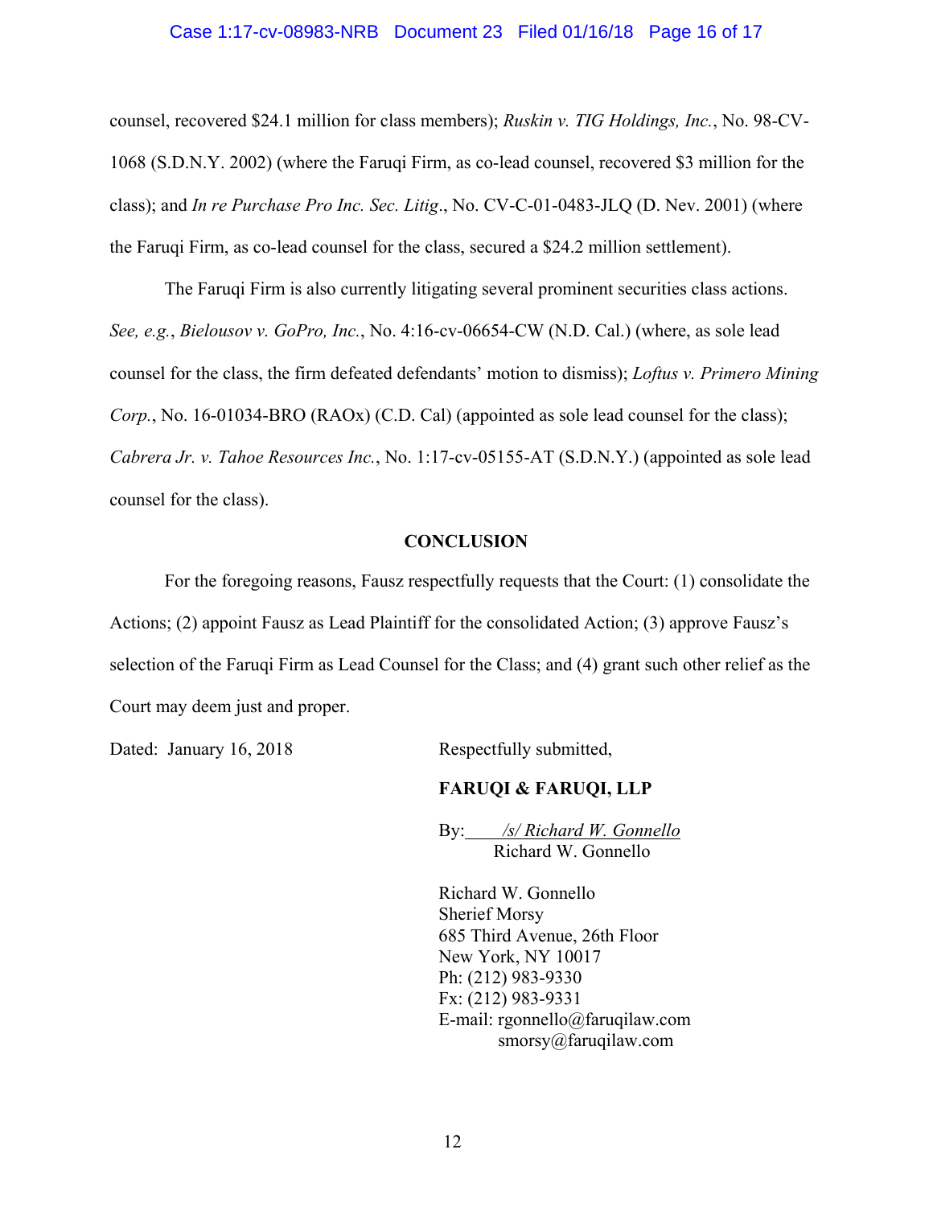counsel, recovered $24.1 million for class members); *Ruskin v. TIG Holdings, Inc.*, No. 98-CV-1068 (S.D.N.Y. 2002) (where the Faruqi Firm, as co-lead counsel, recovered $3 million for the class); and *In re Purchase Pro Inc. Sec. Litig*., No. CV-C-01-0483-JLQ (D. Nev. 2001) (where the Faruqi Firm, as co-lead counsel for the class, secured a $24.2 million settlement).

The Faruqi Firm is also currently litigating several prominent securities class actions. *See, e.g.*, *Bielousov v. GoPro, Inc.*, No. 4:16-cv-06654-CW (N.D. Cal.) (where, as sole lead counsel for the class, the firm defeated defendants' motion to dismiss); *Loftus v. Primero Mining Corp.*, No. 16-01034-BRO (RAOx) (C.D. Cal) (appointed as sole lead counsel for the class); *Cabrera Jr. v. Tahoe Resources Inc.*, No. 1:17-cv-05155-AT (S.D.N.Y.) (appointed as sole lead counsel for the class).

## CONCLUSION

For the foregoing reasons, Fausz respectfully requests that the Court: (1) consolidate the Actions; (2) appoint Fausz as Lead Plaintiff for the consolidated Action; (3) approve Fausz's selection of the Faruqi Firm as Lead Counsel for the Class; and (4) grant such other relief as the Court may deem just and proper.

Dated: January 16, 2018

Respectfully submitted,

**FARUQI & FARUQI, LLP**

By: */s/ Richard W. Gonnello*
Richard W. Gonnello

Richard W. Gonnello
Sherief Morsy
685 Third Avenue, 26th Floor
New York, NY 10017
Ph: (212) 983-9330
Fx: (212) 983-9331
E-mail: rgonnello@faruqilaw.com
smorsy@faruqilaw.com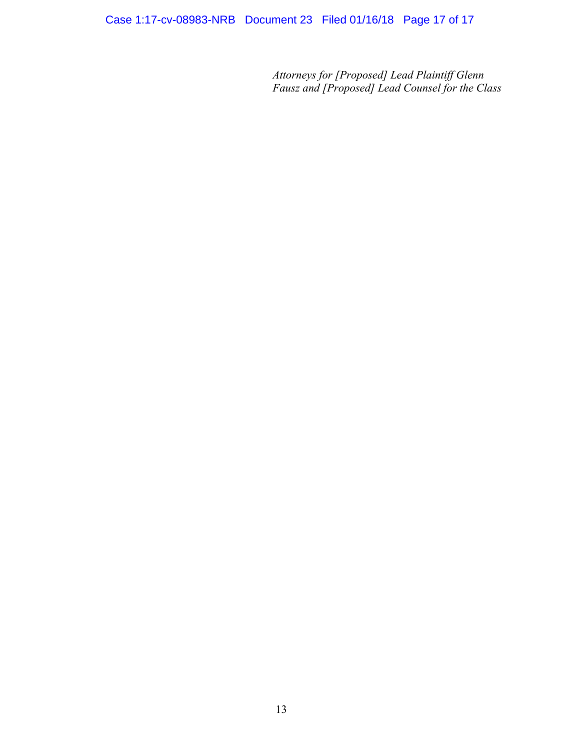*Attorneys for [Proposed] Lead Plaintiff Glenn Fausz and [Proposed] Lead Counsel for the Class*